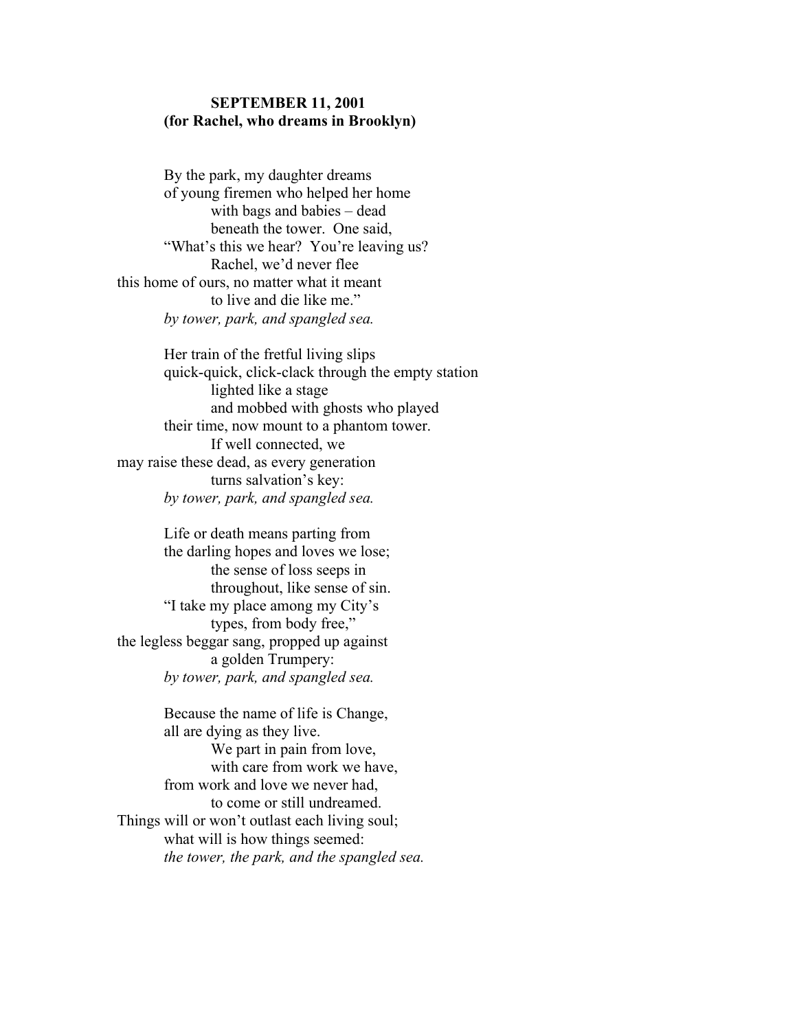**SEPTEMBER 11, 2001**
**(for Rachel, who dreams in Brooklyn)**

By the park, my daughter dreams
of young firemen who helped her home
with bags and babies – dead
beneath the tower. One said,
"What's this we hear? You're leaving us?
Rachel, we'd never flee
this home of ours, no matter what it meant
to live and die like me."
*by tower, park, and spangled sea.*

Her train of the fretful living slips
quick-quick, click-clack through the empty station
lighted like a stage
and mobbed with ghosts who played
their time, now mount to a phantom tower.
If well connected, we
may raise these dead, as every generation
turns salvation's key:
*by tower, park, and spangled sea.*

Life or death means parting from
the darling hopes and loves we lose;
the sense of loss seeps in
throughout, like sense of sin.
"I take my place among my City's
types, from body free,"
the legless beggar sang, propped up against
a golden Trumpery:
*by tower, park, and spangled sea.*

Because the name of life is Change,
all are dying as they live.
We part in pain from love,
with care from work we have,
from work and love we never had,
to come or still undreamed.
Things will or won't outlast each living soul;
what will is how things seemed:
*the tower, the park, and the spangled sea.*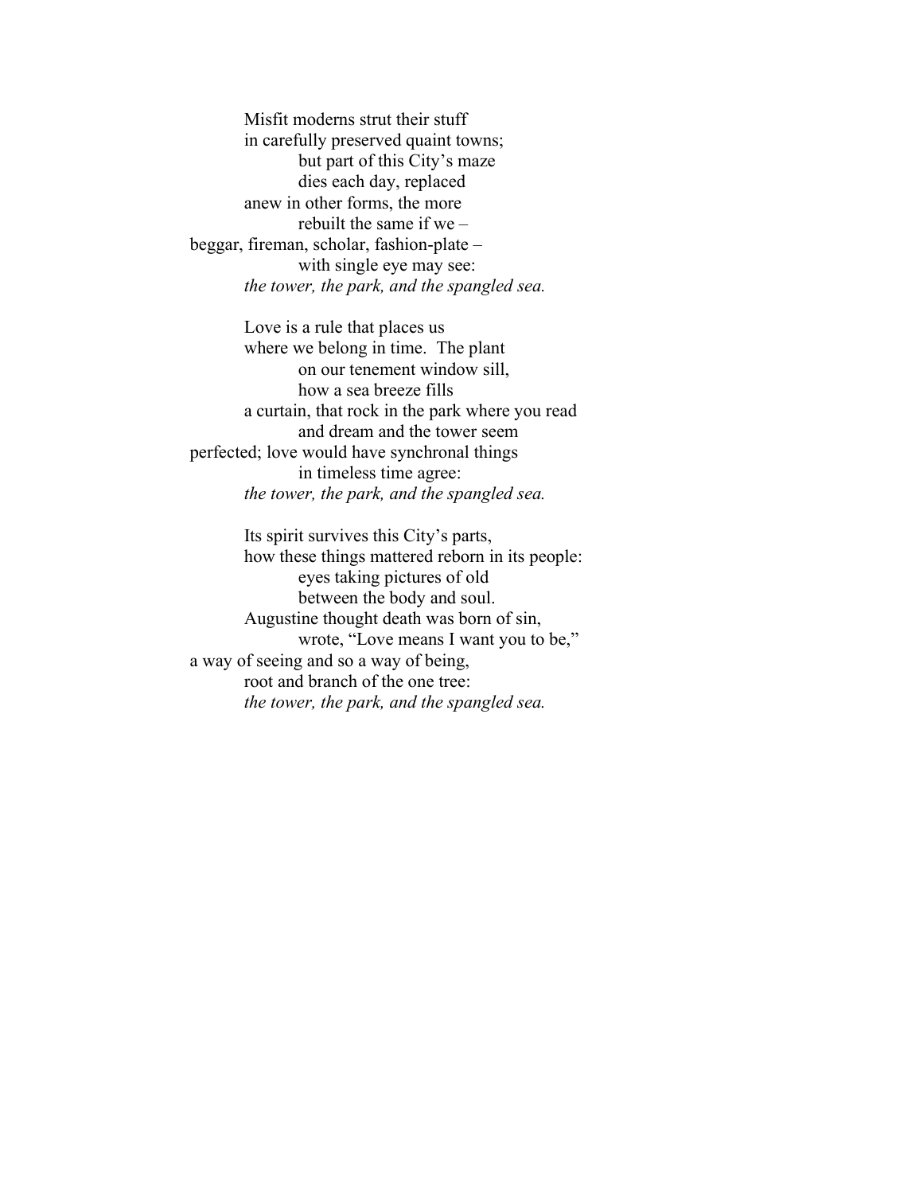Misfit moderns strut their stuff
in carefully preserved quaint towns;
but part of this City's maze
dies each day, replaced
anew in other forms, the more
rebuilt the same if we –
beggar, fireman, scholar, fashion-plate –
with single eye may see:
*the tower, the park, and the spangled sea.*

Love is a rule that places us
where we belong in time. The plant
on our tenement window sill,
how a sea breeze fills
a curtain, that rock in the park where you read
and dream and the tower seem
perfected; love would have synchronal things
in timeless time agree:
*the tower, the park, and the spangled sea.*

Its spirit survives this City's parts,
how these things mattered reborn in its people:
eyes taking pictures of old
between the body and soul.
Augustine thought death was born of sin,
wrote, "Love means I want you to be,"
a way of seeing and so a way of being,
root and branch of the one tree:
*the tower, the park, and the spangled sea.*